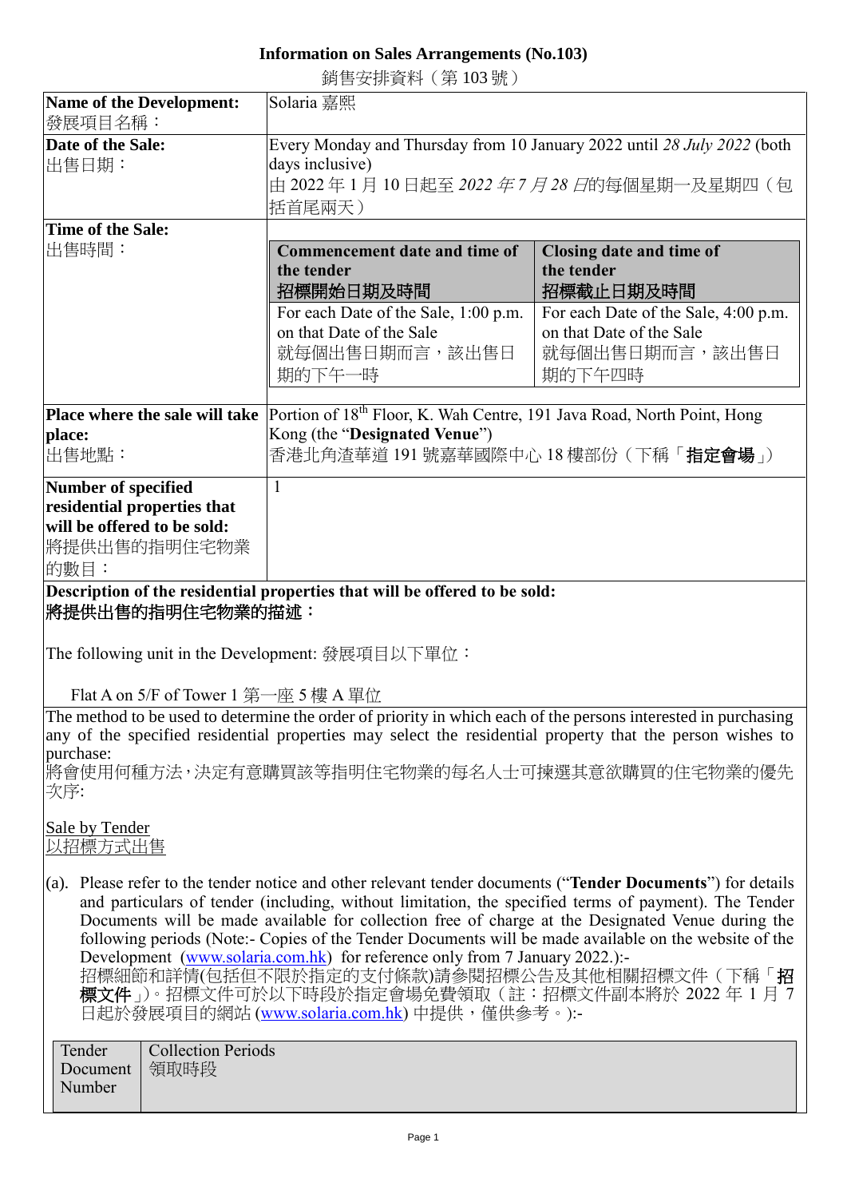# Information on Sales Arrangements (No.103)

銷售安排資料（第 103 號）

| **Name of the Development:** 發展項目名稱： | Solaria 嘉熙 |
|---|---|
| **Date of the Sale:** 出售日期： | Every Monday and Thursday from 10 January 2022 until *28 July 2022* (both days inclusive) 由 2022 年 1 月 10 日起至 *2022 年 7 月 28 日*的每個星期一及星期四（包括首尾兩天） |
| **Time of the Sale:** 出售時間： | **Commencement date and time of the tender 招標開始日期及時間**: For each Date of the Sale, 1:00 p.m. on that Date of the Sale 就每個出售日期而言，該出售日期的下午一時 <br> **Closing date and time of the tender 招標截止日期及時間**: For each Date of the Sale, 4:00 p.m. on that Date of the Sale 就每個出售日期而言，該出售日期的下午四時 |
| **Place where the sale will take place:** 出售地點： | Portion of 18th Floor, K. Wah Centre, 191 Java Road, North Point, Hong Kong (the "**Designated Venue**") 香港北角渣華道 191 號嘉華國際中心 18 樓部份（下稱「**指定會場**」） |
| **Number of specified residential properties that will be offered to be sold:** 將提供出售的指明住宅物業的數目： | 1 |

**Description of the residential properties that will be offered to be sold:**
**將提供出售的指明住宅物業的描述：**

The following unit in the Development: 發展項目以下單位：

Flat A on 5/F of Tower 1 第一座 5 樓 A 單位

The method to be used to determine the order of priority in which each of the persons interested in purchasing any of the specified residential properties may select the residential property that the person wishes to purchase:
將會使用何種方法，決定有意購買該等指明住宅物業的每名人士可揀選其意欲購買的住宅物業的優先次序:

<u>Sale by Tender</u>
<u>以招標方式出售</u>

(a). Please refer to the tender notice and other relevant tender documents ("**Tender Documents**") for details and particulars of tender (including, without limitation, the specified terms of payment). The Tender Documents will be made available for collection free of charge at the Designated Venue during the following periods (Note:- Copies of the Tender Documents will be made available on the website of the Development (www.solaria.com.hk) for reference only from 7 January 2022.):-
招標細節和詳情(包括但不限於指定的支付條款)請參閱招標公告及其他相關招標文件（下稱「**招標文件**」）。招標文件可於以下時段於指定會場免費領取（註：招標文件副本將於 2022 年 1 月 7 日起於發展項目的網站 (www.solaria.com.hk) 中提供，僅供參考。):-

| Tender Document Number | Collection Periods 領取時段 |
|---|---|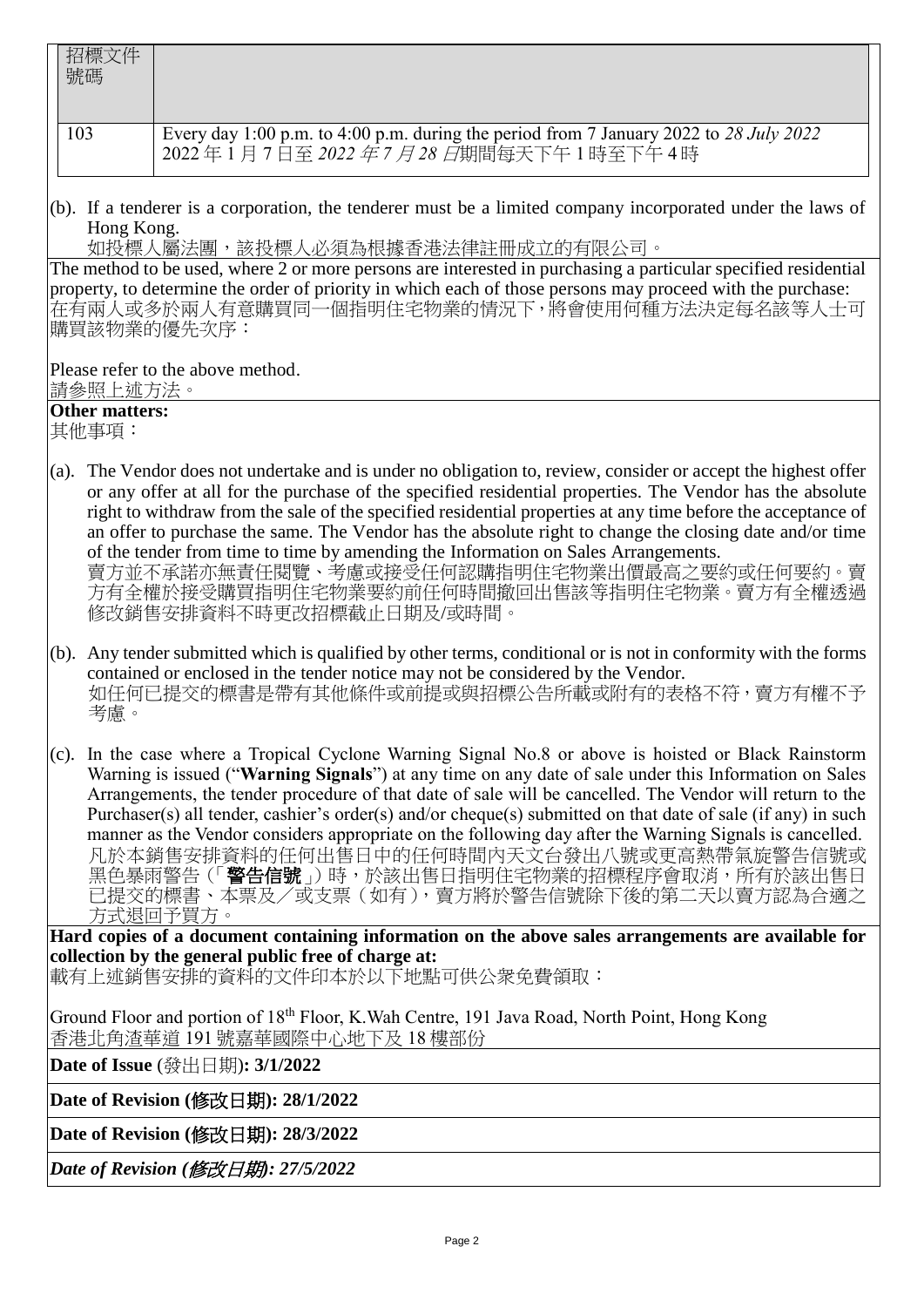| 招標文件號碼 | |
|---|---|
| 103 | Every day 1:00 p.m. to 4:00 p.m. during the period from 7 January 2022 to *28 July 2022*<br>2022 年 1 月 7 日至 *2022 年 7 月 28 日*期間每天下午 1 時至下午 4 時 |

(b). If a tenderer is a corporation, the tenderer must be a limited company incorporated under the laws of Hong Kong.
如投標人屬法團，該投標人必須為根據香港法律註冊成立的有限公司。

The method to be used, where 2 or more persons are interested in purchasing a particular specified residential property, to determine the order of priority in which each of those persons may proceed with the purchase:
在有兩人或多於兩人有意購買同一個指明住宅物業的情況下，將會使用何種方法決定每名該等人士可購買該物業的優先次序：

Please refer to the above method.
請參照上述方法。

**Other matters:**
其他事項：

(a). The Vendor does not undertake and is under no obligation to, review, consider or accept the highest offer or any offer at all for the purchase of the specified residential properties. The Vendor has the absolute right to withdraw from the sale of the specified residential properties at any time before the acceptance of an offer to purchase the same. The Vendor has the absolute right to change the closing date and/or time of the tender from time to time by amending the Information on Sales Arrangements.
賣方並不承諾亦無責任閱覽、考慮或接受任何認購指明住宅物業出價最高之要約或任何要約。賣方有全權於接受購買指明住宅物業要約前任何時間撤回出售該等指明住宅物業。賣方有全權透過修改銷售安排資料不時更改招標截止日期及/或時間。

(b). Any tender submitted which is qualified by other terms, conditional or is not in conformity with the forms contained or enclosed in the tender notice may not be considered by the Vendor.
如任何已提交的標書是帶有其他條件或前提或與招標公告所載或附有的表格不符，賣方有權不予考慮。

(c). In the case where a Tropical Cyclone Warning Signal No.8 or above is hoisted or Black Rainstorm Warning is issued ("**Warning Signals**") at any time on any date of sale under this Information on Sales Arrangements, the tender procedure of that date of sale will be cancelled. The Vendor will return to the Purchaser(s) all tender, cashier's order(s) and/or cheque(s) submitted on that date of sale (if any) in such manner as the Vendor considers appropriate on the following day after the Warning Signals is cancelled.
凡於本銷售安排資料的任何出售日中的任何時間內天文台發出八號或更高熱帶氣旋警告信號或黑色暴雨警告（「**警告信號**」）時，於該出售日指明住宅物業的招標程序會取消，所有於該出售日已提交的標書、本票及／或支票（如有），賣方將於警告信號除下後的第二天以賣方認為合適之方式退回予買方。

**Hard copies of a document containing information on the above sales arrangements are available for collection by the general public free of charge at:**
載有上述銷售安排的資料的文件印本於以下地點可供公眾免費領取：

Ground Floor and portion of 18th Floor, K.Wah Centre, 191 Java Road, North Point, Hong Kong
香港北角渣華道 191 號嘉華國際中心地下及 18 樓部份

**Date of Issue** (發出日期)**: 3/1/2022**

**Date of Revision (修改日期): 28/1/2022**

**Date of Revision (修改日期): 28/3/2022**

***Date of Revision (修改日期): 27/5/2022***